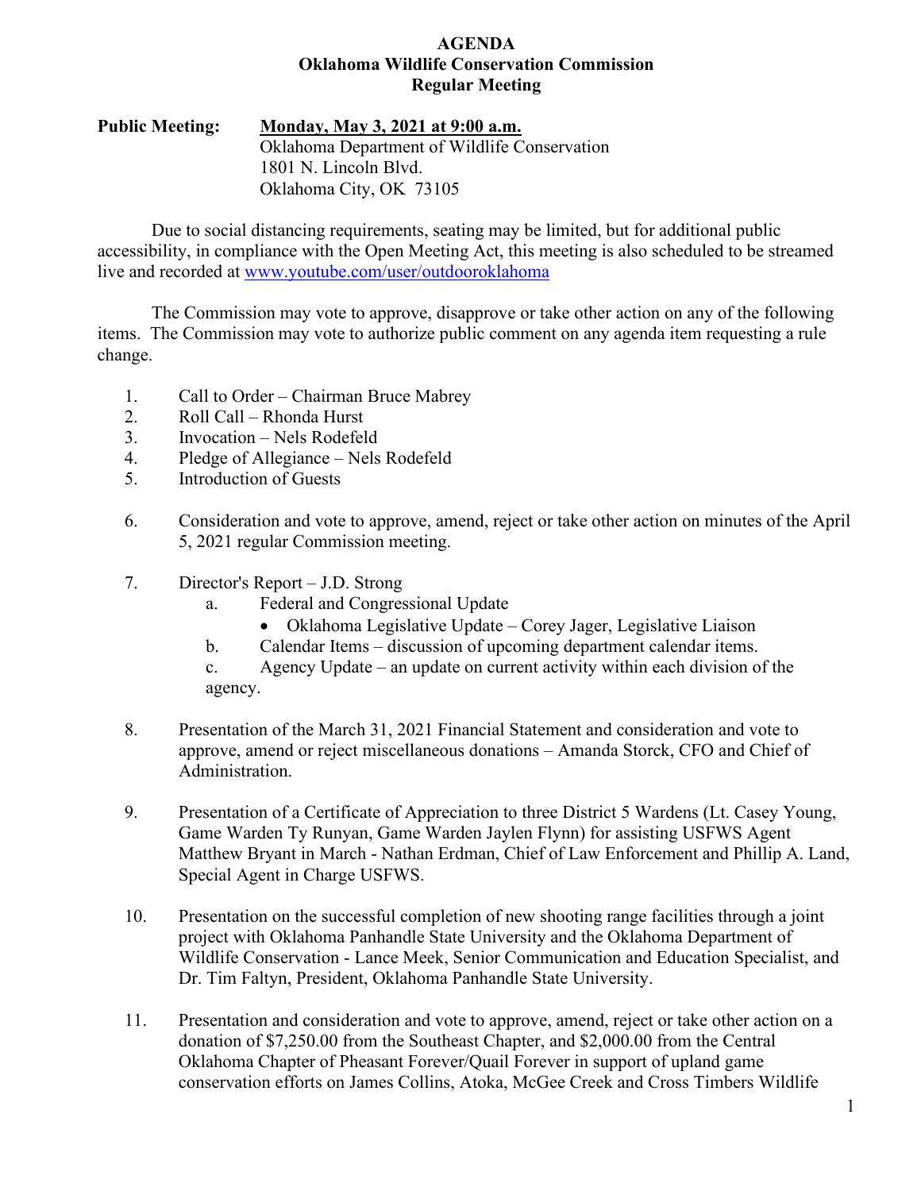# AGENDA
## Oklahoma Wildlife Conservation Commission
## Regular Meeting

**Public Meeting:** **Monday, May 3, 2021 at 9:00 a.m.**
Oklahoma Department of Wildlife Conservation
1801 N. Lincoln Blvd.
Oklahoma City, OK 73105

Due to social distancing requirements, seating may be limited, but for additional public accessibility, in compliance with the Open Meeting Act, this meeting is also scheduled to be streamed live and recorded at www.youtube.com/user/outdooroklahoma

The Commission may vote to approve, disapprove or take other action on any of the following items. The Commission may vote to authorize public comment on any agenda item requesting a rule change.

1. Call to Order – Chairman Bruce Mabrey
2. Roll Call – Rhonda Hurst
3. Invocation – Nels Rodefeld
4. Pledge of Allegiance – Nels Rodefeld
5. Introduction of Guests

6. Consideration and vote to approve, amend, reject or take other action on minutes of the April 5, 2021 regular Commission meeting.

7. Director's Report – J.D. Strong
   a. Federal and Congressional Update
      - Oklahoma Legislative Update – Corey Jager, Legislative Liaison
   b. Calendar Items – discussion of upcoming department calendar items.
   c. Agency Update – an update on current activity within each division of the agency.

8. Presentation of the March 31, 2021 Financial Statement and consideration and vote to approve, amend or reject miscellaneous donations – Amanda Storck, CFO and Chief of Administration.

9. Presentation of a Certificate of Appreciation to three District 5 Wardens (Lt. Casey Young, Game Warden Ty Runyan, Game Warden Jaylen Flynn) for assisting USFWS Agent Matthew Bryant in March - Nathan Erdman, Chief of Law Enforcement and Phillip A. Land, Special Agent in Charge USFWS.

10. Presentation on the successful completion of new shooting range facilities through a joint project with Oklahoma Panhandle State University and the Oklahoma Department of Wildlife Conservation - Lance Meek, Senior Communication and Education Specialist, and Dr. Tim Faltyn, President, Oklahoma Panhandle State University.

11. Presentation and consideration and vote to approve, amend, reject or take other action on a donation of $7,250.00 from the Southeast Chapter, and $2,000.00 from the Central Oklahoma Chapter of Pheasant Forever/Quail Forever in support of upland game conservation efforts on James Collins, Atoka, McGee Creek and Cross Timbers Wildlife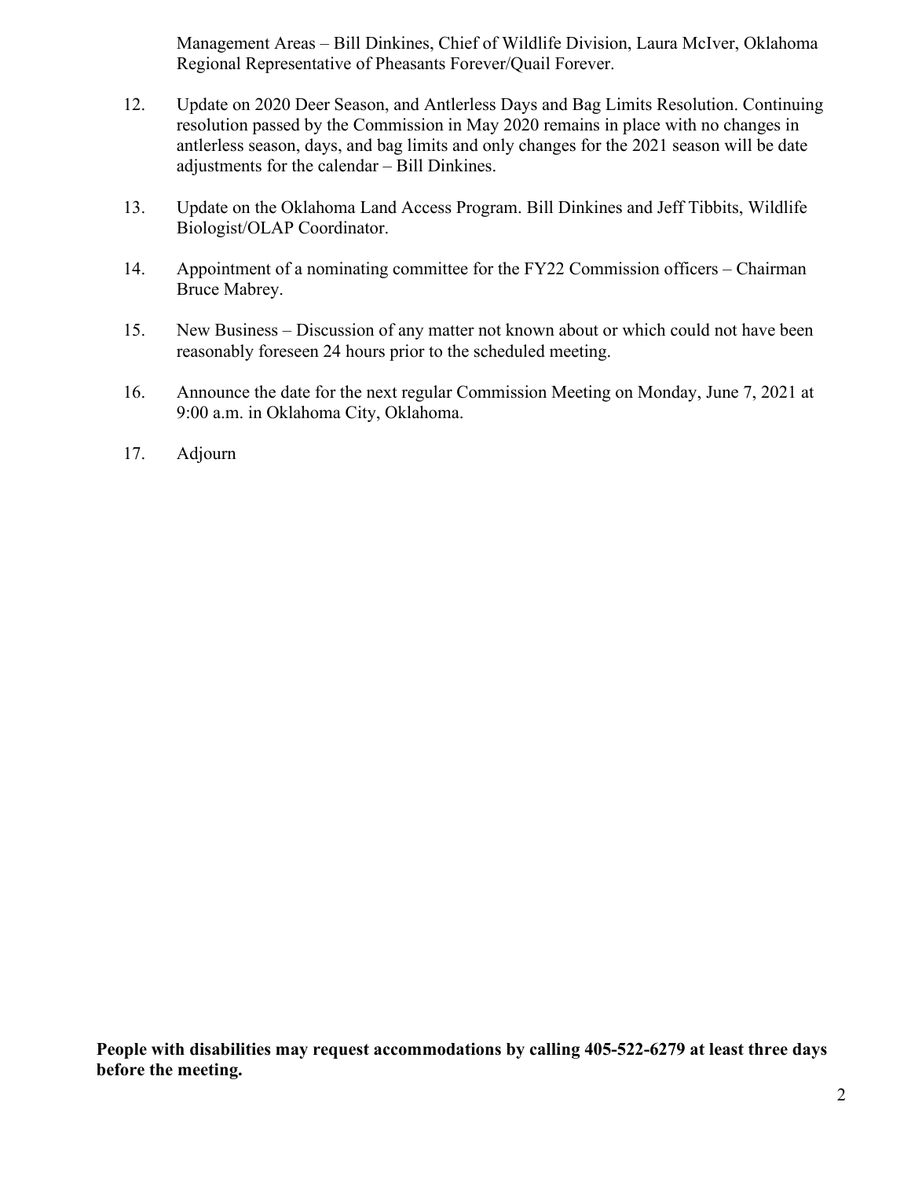Management Areas – Bill Dinkines, Chief of Wildlife Division, Laura McIver, Oklahoma Regional Representative of Pheasants Forever/Quail Forever.

12. Update on 2020 Deer Season, and Antlerless Days and Bag Limits Resolution. Continuing resolution passed by the Commission in May 2020 remains in place with no changes in antlerless season, days, and bag limits and only changes for the 2021 season will be date adjustments for the calendar – Bill Dinkines.

13. Update on the Oklahoma Land Access Program. Bill Dinkines and Jeff Tibbits, Wildlife Biologist/OLAP Coordinator.

14. Appointment of a nominating committee for the FY22 Commission officers – Chairman Bruce Mabrey.

15. New Business – Discussion of any matter not known about or which could not have been reasonably foreseen 24 hours prior to the scheduled meeting.

16. Announce the date for the next regular Commission Meeting on Monday, June 7, 2021 at 9:00 a.m. in Oklahoma City, Oklahoma.

17. Adjourn

**People with disabilities may request accommodations by calling 405-522-6279 at least three days before the meeting.**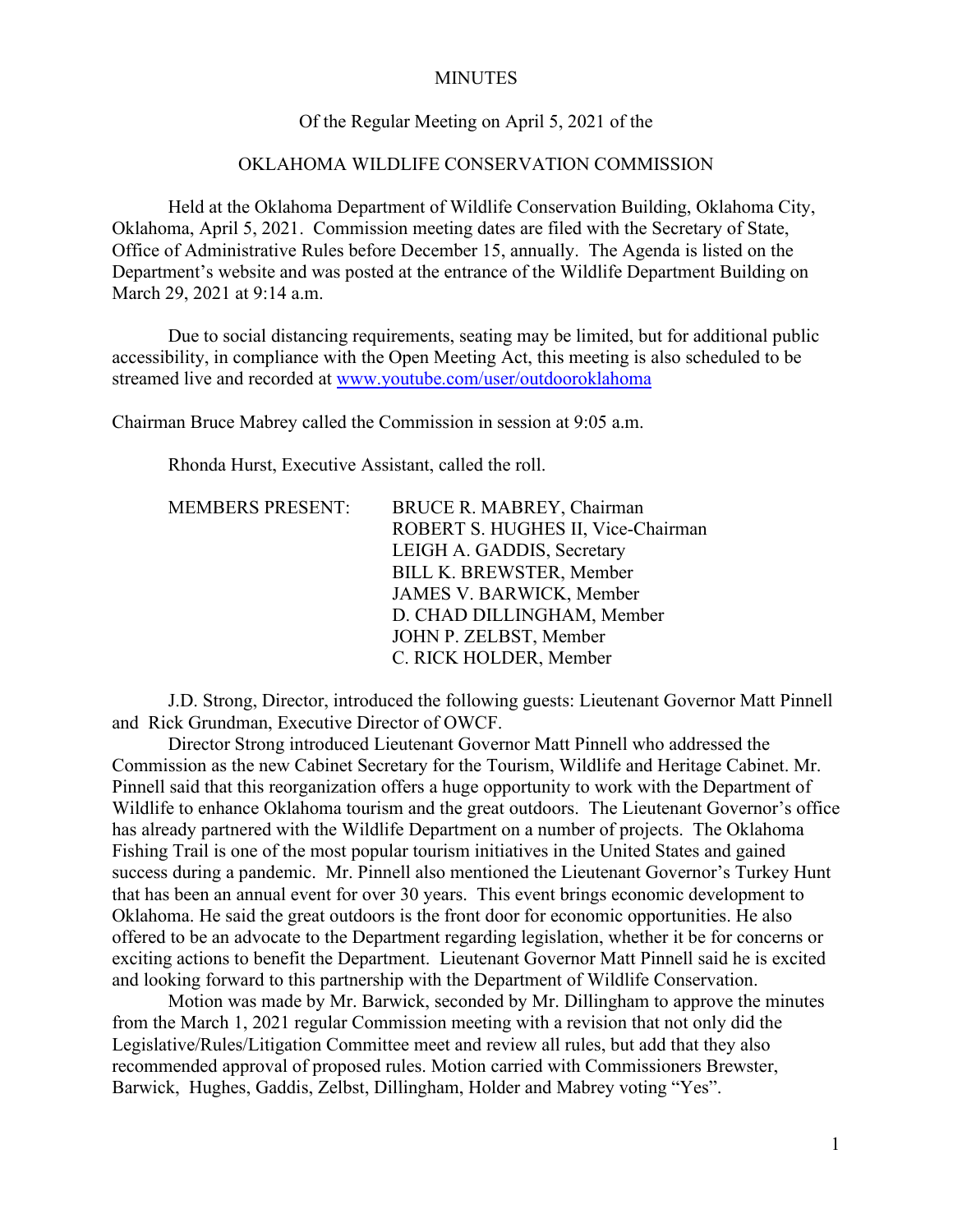MINUTES

Of the Regular Meeting on April 5, 2021 of the

OKLAHOMA WILDLIFE CONSERVATION COMMISSION

Held at the Oklahoma Department of Wildlife Conservation Building, Oklahoma City, Oklahoma, April 5, 2021. Commission meeting dates are filed with the Secretary of State, Office of Administrative Rules before December 15, annually. The Agenda is listed on the Department's website and was posted at the entrance of the Wildlife Department Building on March 29, 2021 at 9:14 a.m.

Due to social distancing requirements, seating may be limited, but for additional public accessibility, in compliance with the Open Meeting Act, this meeting is also scheduled to be streamed live and recorded at www.youtube.com/user/outdooroklahoma

Chairman Bruce Mabrey called the Commission in session at 9:05 a.m.

Rhonda Hurst, Executive Assistant, called the roll.

MEMBERS PRESENT:
- BRUCE R. MABREY, Chairman
- ROBERT S. HUGHES II, Vice-Chairman
- LEIGH A. GADDIS, Secretary
- BILL K. BREWSTER, Member
- JAMES V. BARWICK, Member
- D. CHAD DILLINGHAM, Member
- JOHN P. ZELBST, Member
- C. RICK HOLDER, Member

J.D. Strong, Director, introduced the following guests: Lieutenant Governor Matt Pinnell and Rick Grundman, Executive Director of OWCF.

Director Strong introduced Lieutenant Governor Matt Pinnell who addressed the Commission as the new Cabinet Secretary for the Tourism, Wildlife and Heritage Cabinet. Mr. Pinnell said that this reorganization offers a huge opportunity to work with the Department of Wildlife to enhance Oklahoma tourism and the great outdoors. The Lieutenant Governor's office has already partnered with the Wildlife Department on a number of projects. The Oklahoma Fishing Trail is one of the most popular tourism initiatives in the United States and gained success during a pandemic. Mr. Pinnell also mentioned the Lieutenant Governor's Turkey Hunt that has been an annual event for over 30 years. This event brings economic development to Oklahoma. He said the great outdoors is the front door for economic opportunities. He also offered to be an advocate to the Department regarding legislation, whether it be for concerns or exciting actions to benefit the Department. Lieutenant Governor Matt Pinnell said he is excited and looking forward to this partnership with the Department of Wildlife Conservation.

Motion was made by Mr. Barwick, seconded by Mr. Dillingham to approve the minutes from the March 1, 2021 regular Commission meeting with a revision that not only did the Legislative/Rules/Litigation Committee meet and review all rules, but add that they also recommended approval of proposed rules. Motion carried with Commissioners Brewster, Barwick, Hughes, Gaddis, Zelbst, Dillingham, Holder and Mabrey voting "Yes".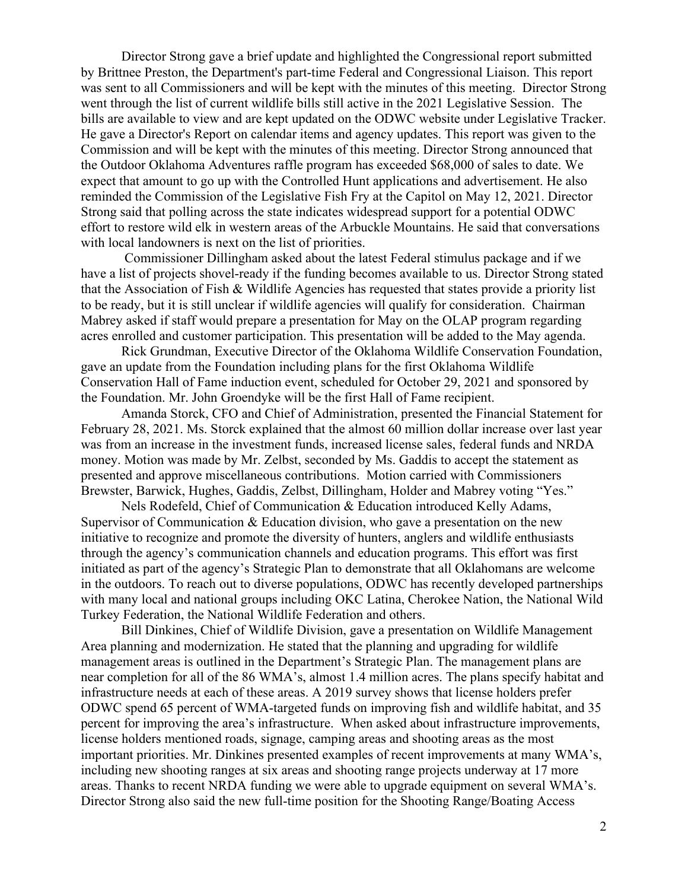Director Strong gave a brief update and highlighted the Congressional report submitted by Brittnee Preston, the Department's part-time Federal and Congressional Liaison. This report was sent to all Commissioners and will be kept with the minutes of this meeting. Director Strong went through the list of current wildlife bills still active in the 2021 Legislative Session. The bills are available to view and are kept updated on the ODWC website under Legislative Tracker. He gave a Director's Report on calendar items and agency updates. This report was given to the Commission and will be kept with the minutes of this meeting. Director Strong announced that the Outdoor Oklahoma Adventures raffle program has exceeded $68,000 of sales to date. We expect that amount to go up with the Controlled Hunt applications and advertisement. He also reminded the Commission of the Legislative Fish Fry at the Capitol on May 12, 2021. Director Strong said that polling across the state indicates widespread support for a potential ODWC effort to restore wild elk in western areas of the Arbuckle Mountains. He said that conversations with local landowners is next on the list of priorities.

Commissioner Dillingham asked about the latest Federal stimulus package and if we have a list of projects shovel-ready if the funding becomes available to us. Director Strong stated that the Association of Fish & Wildlife Agencies has requested that states provide a priority list to be ready, but it is still unclear if wildlife agencies will qualify for consideration. Chairman Mabrey asked if staff would prepare a presentation for May on the OLAP program regarding acres enrolled and customer participation. This presentation will be added to the May agenda.

Rick Grundman, Executive Director of the Oklahoma Wildlife Conservation Foundation, gave an update from the Foundation including plans for the first Oklahoma Wildlife Conservation Hall of Fame induction event, scheduled for October 29, 2021 and sponsored by the Foundation. Mr. John Groendyke will be the first Hall of Fame recipient.

Amanda Storck, CFO and Chief of Administration, presented the Financial Statement for February 28, 2021. Ms. Storck explained that the almost 60 million dollar increase over last year was from an increase in the investment funds, increased license sales, federal funds and NRDA money. Motion was made by Mr. Zelbst, seconded by Ms. Gaddis to accept the statement as presented and approve miscellaneous contributions. Motion carried with Commissioners Brewster, Barwick, Hughes, Gaddis, Zelbst, Dillingham, Holder and Mabrey voting "Yes."

Nels Rodefeld, Chief of Communication & Education introduced Kelly Adams, Supervisor of Communication & Education division, who gave a presentation on the new initiative to recognize and promote the diversity of hunters, anglers and wildlife enthusiasts through the agency's communication channels and education programs. This effort was first initiated as part of the agency's Strategic Plan to demonstrate that all Oklahomans are welcome in the outdoors. To reach out to diverse populations, ODWC has recently developed partnerships with many local and national groups including OKC Latina, Cherokee Nation, the National Wild Turkey Federation, the National Wildlife Federation and others.

Bill Dinkines, Chief of Wildlife Division, gave a presentation on Wildlife Management Area planning and modernization. He stated that the planning and upgrading for wildlife management areas is outlined in the Department's Strategic Plan. The management plans are near completion for all of the 86 WMA's, almost 1.4 million acres. The plans specify habitat and infrastructure needs at each of these areas. A 2019 survey shows that license holders prefer ODWC spend 65 percent of WMA-targeted funds on improving fish and wildlife habitat, and 35 percent for improving the area's infrastructure. When asked about infrastructure improvements, license holders mentioned roads, signage, camping areas and shooting areas as the most important priorities. Mr. Dinkines presented examples of recent improvements at many WMA's, including new shooting ranges at six areas and shooting range projects underway at 17 more areas. Thanks to recent NRDA funding we were able to upgrade equipment on several WMA's. Director Strong also said the new full-time position for the Shooting Range/Boating Access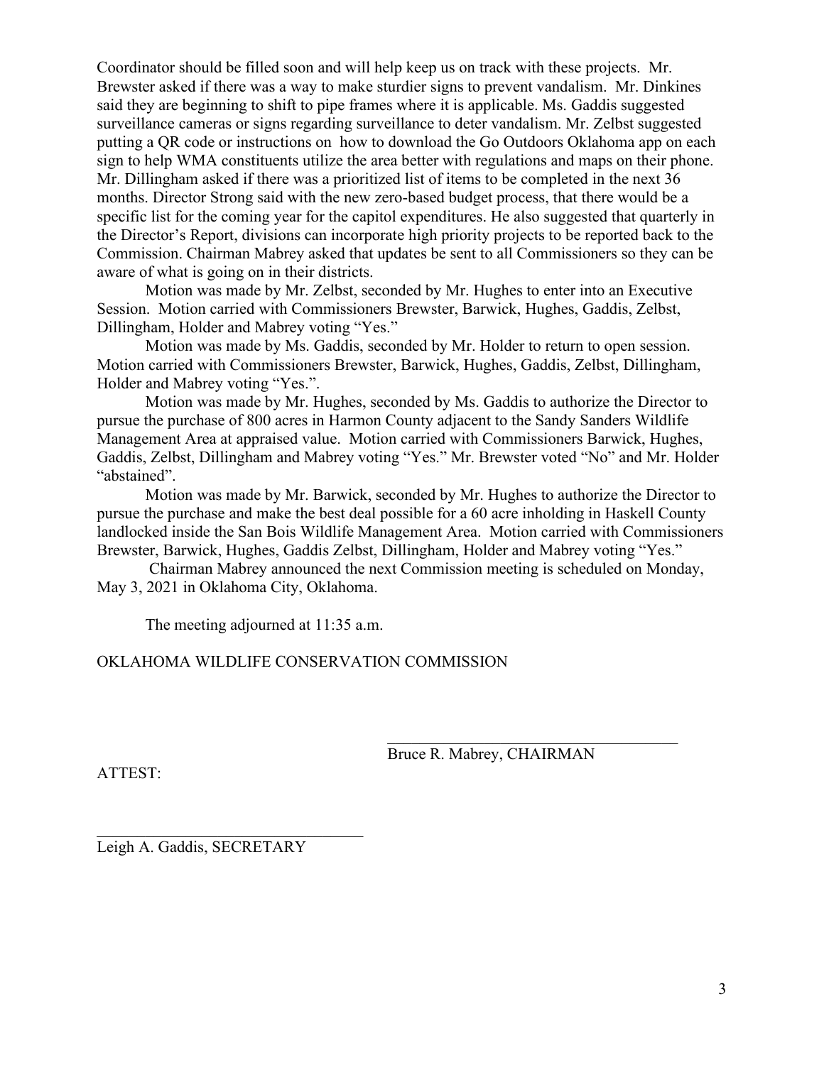Coordinator should be filled soon and will help keep us on track with these projects. Mr. Brewster asked if there was a way to make sturdier signs to prevent vandalism. Mr. Dinkines said they are beginning to shift to pipe frames where it is applicable. Ms. Gaddis suggested surveillance cameras or signs regarding surveillance to deter vandalism. Mr. Zelbst suggested putting a QR code or instructions on how to download the Go Outdoors Oklahoma app on each sign to help WMA constituents utilize the area better with regulations and maps on their phone. Mr. Dillingham asked if there was a prioritized list of items to be completed in the next 36 months. Director Strong said with the new zero-based budget process, that there would be a specific list for the coming year for the capitol expenditures. He also suggested that quarterly in the Director's Report, divisions can incorporate high priority projects to be reported back to the Commission. Chairman Mabrey asked that updates be sent to all Commissioners so they can be aware of what is going on in their districts.

Motion was made by Mr. Zelbst, seconded by Mr. Hughes to enter into an Executive Session. Motion carried with Commissioners Brewster, Barwick, Hughes, Gaddis, Zelbst, Dillingham, Holder and Mabrey voting "Yes."

Motion was made by Ms. Gaddis, seconded by Mr. Holder to return to open session. Motion carried with Commissioners Brewster, Barwick, Hughes, Gaddis, Zelbst, Dillingham, Holder and Mabrey voting "Yes.".

Motion was made by Mr. Hughes, seconded by Ms. Gaddis to authorize the Director to pursue the purchase of 800 acres in Harmon County adjacent to the Sandy Sanders Wildlife Management Area at appraised value. Motion carried with Commissioners Barwick, Hughes, Gaddis, Zelbst, Dillingham and Mabrey voting "Yes." Mr. Brewster voted "No" and Mr. Holder "abstained".

Motion was made by Mr. Barwick, seconded by Mr. Hughes to authorize the Director to pursue the purchase and make the best deal possible for a 60 acre inholding in Haskell County landlocked inside the San Bois Wildlife Management Area. Motion carried with Commissioners Brewster, Barwick, Hughes, Gaddis Zelbst, Dillingham, Holder and Mabrey voting "Yes."

Chairman Mabrey announced the next Commission meeting is scheduled on Monday, May 3, 2021 in Oklahoma City, Oklahoma.

The meeting adjourned at 11:35 a.m.

OKLAHOMA WILDLIFE CONSERVATION COMMISSION

\_\_\_\_\_\_\_\_\_\_\_\_\_\_\_\_\_\_\_\_\_\_\_\_\_\_\_\_\_\_\_\_\_\_\_\_

Bruce R. Mabrey, CHAIRMAN

ATTEST:

\_\_\_\_\_\_\_\_\_\_\_\_\_\_\_\_\_\_\_\_\_\_\_\_\_\_\_\_\_\_\_\_\_\_\_\_

Leigh A. Gaddis, SECRETARY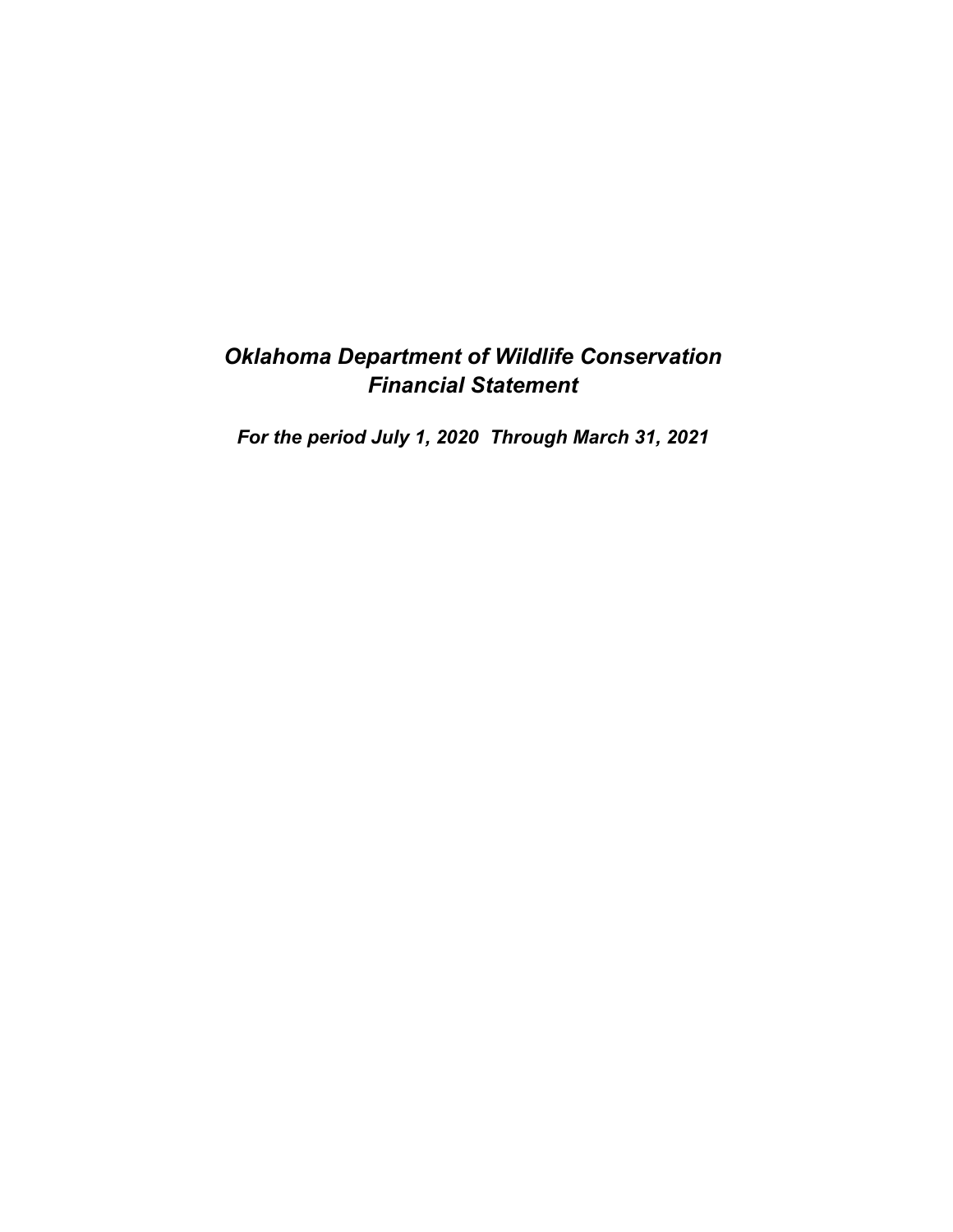# *Oklahoma Department of Wildlife Conservation*
# *Financial Statement*

***For the period July 1, 2020 Through March 31, 2021***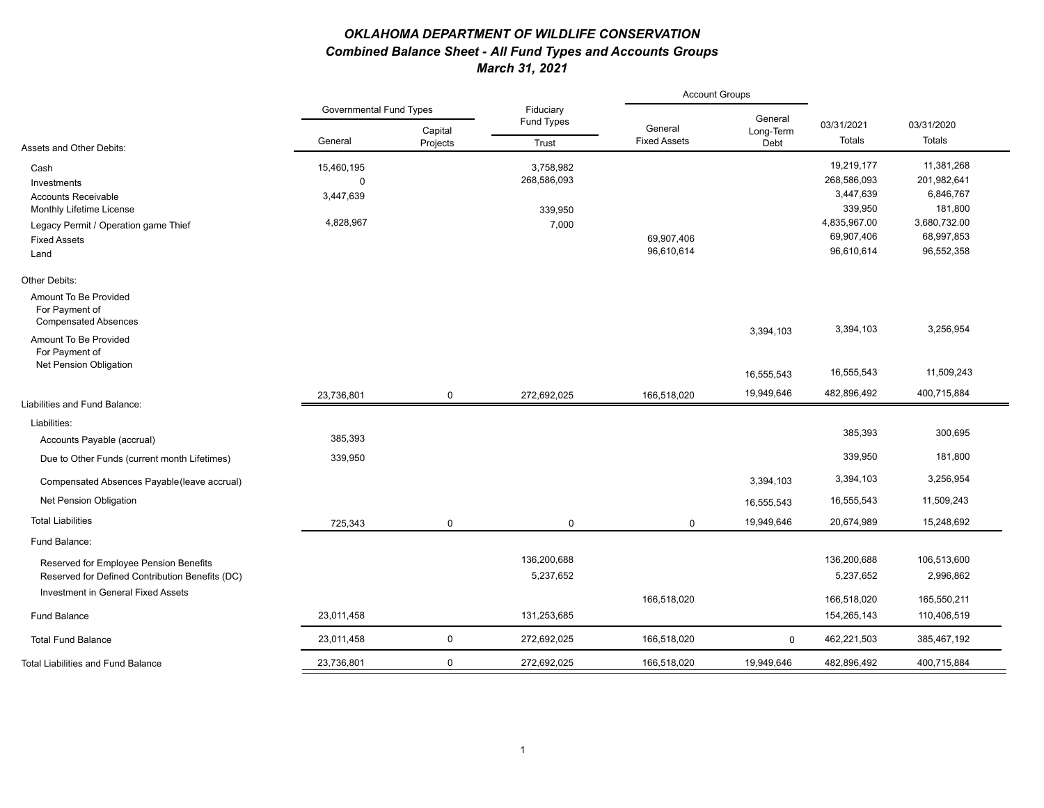# *OKLAHOMA DEPARTMENT OF WILDLIFE CONSERVATION*

## *Combined Balance Sheet - All Fund Types and Accounts Groups*

### *March 31, 2021*

| | Governmental Fund Types | | Fiduciary Fund Types | Account Groups | | | |
|---|---|---|---|---|---|---|---|
| Assets and Other Debits: | General | Capital Projects | Trust | General Fixed Assets | General Long-Term Debt | 03/31/2021 Totals | 03/31/2020 Totals |
| Cash | 15,460,195 | | 3,758,982 | | | 19,219,177 | 11,381,268 |
| Investments | 0 | | 268,586,093 | | | 268,586,093 | 201,982,641 |
| Accounts Receivable | 3,447,639 | | | | | 3,447,639 | 6,846,767 |
| Monthly Lifetime License | | | 339,950 | | | 339,950 | 181,800 |
| Legacy Permit / Operation game Thief | 4,828,967 | | 7,000 | | | 4,835,967.00 | 3,680,732.00 |
| Fixed Assets | | | | 69,907,406 | | 69,907,406 | 68,997,853 |
| Land | | | | 96,610,614 | | 96,610,614 | 96,552,358 |
| Other Debits: | | | | | | | |
| Amount To Be Provided For Payment of Compensated Absences | | | | | 3,394,103 | 3,394,103 | 3,256,954 |
| Amount To Be Provided For Payment of Net Pension Obligation | | | | | 16,555,543 | 16,555,543 | 11,509,243 |
| | 23,736,801 | 0 | 272,692,025 | 166,518,020 | 19,949,646 | 482,896,492 | 400,715,884 |
| Liabilities and Fund Balance: | | | | | | | |
| Liabilities: | | | | | | | |
| Accounts Payable (accrual) | 385,393 | | | | | 385,393 | 300,695 |
| Due to Other Funds (current month Lifetimes) | 339,950 | | | | | 339,950 | 181,800 |
| Compensated Absences Payable(leave accrual) | | | | | 3,394,103 | 3,394,103 | 3,256,954 |
| Net Pension Obligation | | | | | 16,555,543 | 16,555,543 | 11,509,243 |
| Total Liabilities | 725,343 | 0 | 0 | 0 | 19,949,646 | 20,674,989 | 15,248,692 |
| Fund Balance: | | | | | | | |
| Reserved for Employee Pension Benefits | | | 136,200,688 | | | 136,200,688 | 106,513,600 |
| Reserved for Defined Contribution Benefits (DC) | | | 5,237,652 | | | 5,237,652 | 2,996,862 |
| Investment in General Fixed Assets | | | | 166,518,020 | | 166,518,020 | 165,550,211 |
| Fund Balance | 23,011,458 | | 131,253,685 | | | 154,265,143 | 110,406,519 |
| Total Fund Balance | 23,011,458 | 0 | 272,692,025 | 166,518,020 | 0 | 462,221,503 | 385,467,192 |
| Total Liabilities and Fund Balance | 23,736,801 | 0 | 272,692,025 | 166,518,020 | 19,949,646 | 482,896,492 | 400,715,884 |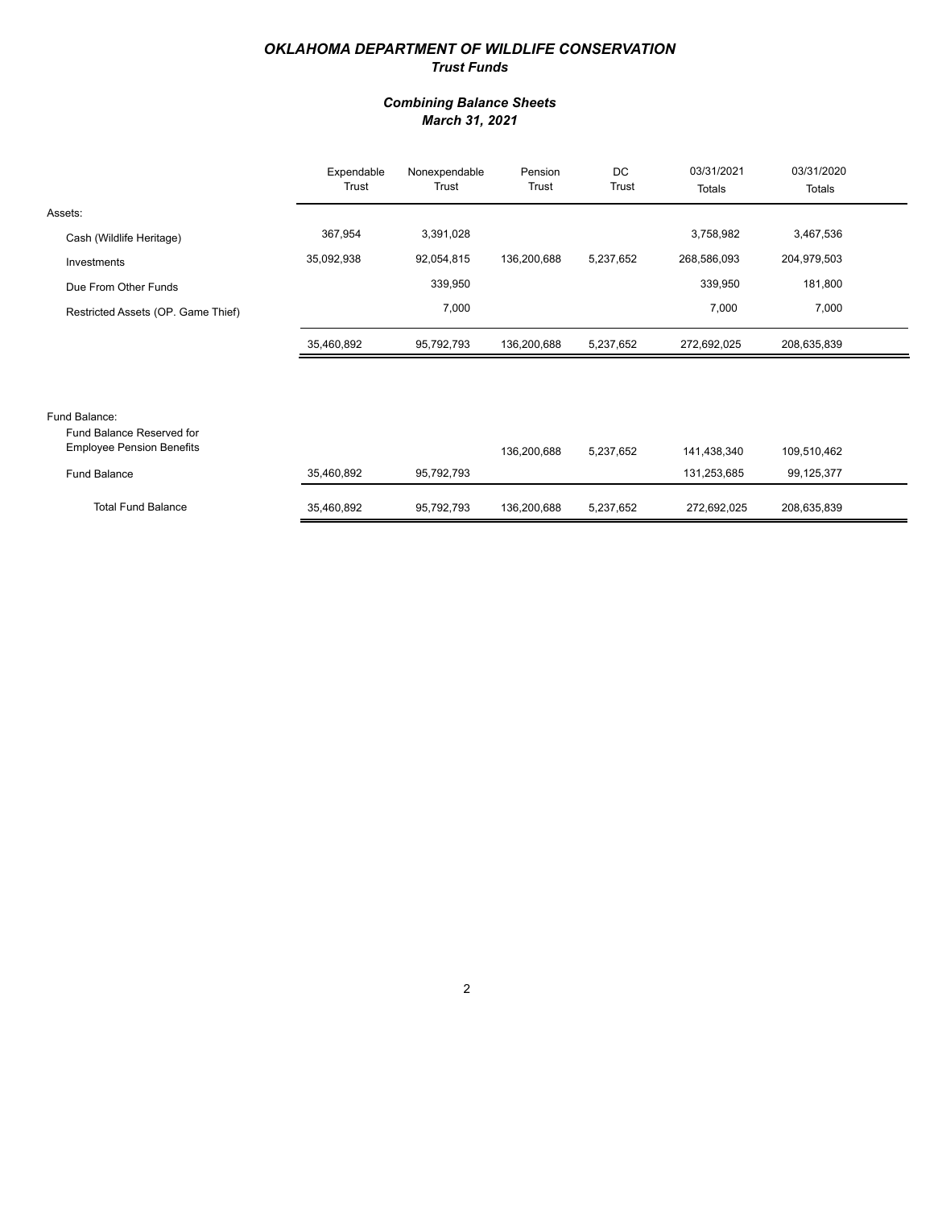# OKLAHOMA DEPARTMENT OF WILDLIFE CONSERVATION

## *Trust Funds*

### *Combining Balance Sheets*
### *March 31, 2021*

| | Expendable Trust | Nonexpendable Trust | Pension Trust | DC Trust | 03/31/2021 Totals | 03/31/2020 Totals |
|---|---|---|---|---|---|---|
| Assets: | | | | | | |
| Cash (Wildlife Heritage) | 367,954 | 3,391,028 | | | 3,758,982 | 3,467,536 |
| Investments | 35,092,938 | 92,054,815 | 136,200,688 | 5,237,652 | 268,586,093 | 204,979,503 |
| Due From Other Funds | | 339,950 | | | 339,950 | 181,800 |
| Restricted Assets (OP. Game Thief) | | 7,000 | | | 7,000 | 7,000 |
| | 35,460,892 | 95,792,793 | 136,200,688 | 5,237,652 | 272,692,025 | 208,635,839 |
| Fund Balance: | | | | | | |
| Fund Balance Reserved for Employee Pension Benefits | | | 136,200,688 | 5,237,652 | 141,438,340 | 109,510,462 |
| Fund Balance | 35,460,892 | 95,792,793 | | | 131,253,685 | 99,125,377 |
| Total Fund Balance | 35,460,892 | 95,792,793 | 136,200,688 | 5,237,652 | 272,692,025 | 208,635,839 |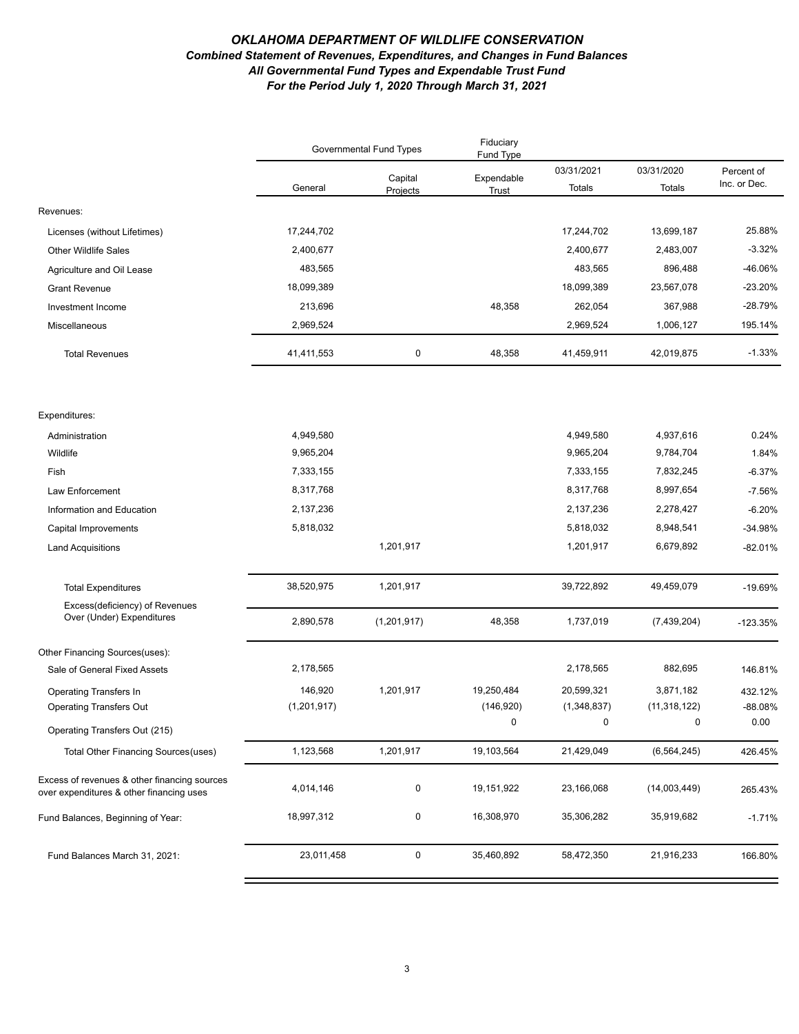# *OKLAHOMA DEPARTMENT OF WILDLIFE CONSERVATION*

## *Combined Statement of Revenues, Expenditures, and Changes in Fund Balances*

### *All Governmental Fund Types and Expendable Trust Fund*

### *For the Period July 1, 2020 Through March 31, 2021*

| | Governmental Fund Types | | Fiduciary Fund Type | | | |
|---|---|---|---|---|---|---|
| | General | Capital Projects | Expendable Trust | 03/31/2021 Totals | 03/31/2020 Totals | Percent of Inc. or Dec. |
| **Revenues:** | | | | | | |
| Licenses (without Lifetimes) | 17,244,702 | | | 17,244,702 | 13,699,187 | 25.88% |
| Other Wildlife Sales | 2,400,677 | | | 2,400,677 | 2,483,007 | -3.32% |
| Agriculture and Oil Lease | 483,565 | | | 483,565 | 896,488 | -46.06% |
| Grant Revenue | 18,099,389 | | | 18,099,389 | 23,567,078 | -23.20% |
| Investment Income | 213,696 | | 48,358 | 262,054 | 367,988 | -28.79% |
| Miscellaneous | 2,969,524 | | | 2,969,524 | 1,006,127 | 195.14% |
| Total Revenues | 41,411,553 | 0 | 48,358 | 41,459,911 | 42,019,875 | -1.33% |
| **Expenditures:** | | | | | | |
| Administration | 4,949,580 | | | 4,949,580 | 4,937,616 | 0.24% |
| Wildlife | 9,965,204 | | | 9,965,204 | 9,784,704 | 1.84% |
| Fish | 7,333,155 | | | 7,333,155 | 7,832,245 | -6.37% |
| Law Enforcement | 8,317,768 | | | 8,317,768 | 8,997,654 | -7.56% |
| Information and Education | 2,137,236 | | | 2,137,236 | 2,278,427 | -6.20% |
| Capital Improvements | 5,818,032 | | | 5,818,032 | 8,948,541 | -34.98% |
| Land Acquisitions | | 1,201,917 | | 1,201,917 | 6,679,892 | -82.01% |
| Total Expenditures | 38,520,975 | 1,201,917 | | 39,722,892 | 49,459,079 | -19.69% |
| Excess(deficiency) of Revenues Over (Under) Expenditures | 2,890,578 | (1,201,917) | 48,358 | 1,737,019 | (7,439,204) | -123.35% |
| **Other Financing Sources(uses):** | | | | | | |
| Sale of General Fixed Assets | 2,178,565 | | | 2,178,565 | 882,695 | 146.81% |
| Operating Transfers In | 146,920 | 1,201,917 | 19,250,484 | 20,599,321 | 3,871,182 | 432.12% |
| Operating Transfers Out | (1,201,917) | | (146,920) | (1,348,837) | (11,318,122) | -88.08% |
| Operating Transfers Out (215) | | | 0 | 0 | 0 | 0.00 |
| Total Other Financing Sources(uses) | 1,123,568 | 1,201,917 | 19,103,564 | 21,429,049 | (6,564,245) | 426.45% |
| Excess of revenues & other financing sources over expenditures & other financing uses | 4,014,146 | 0 | 19,151,922 | 23,166,068 | (14,003,449) | 265.43% |
| Fund Balances, Beginning of Year: | 18,997,312 | 0 | 16,308,970 | 35,306,282 | 35,919,682 | -1.71% |
| Fund Balances March 31, 2021: | 23,011,458 | 0 | 35,460,892 | 58,472,350 | 21,916,233 | 166.80% |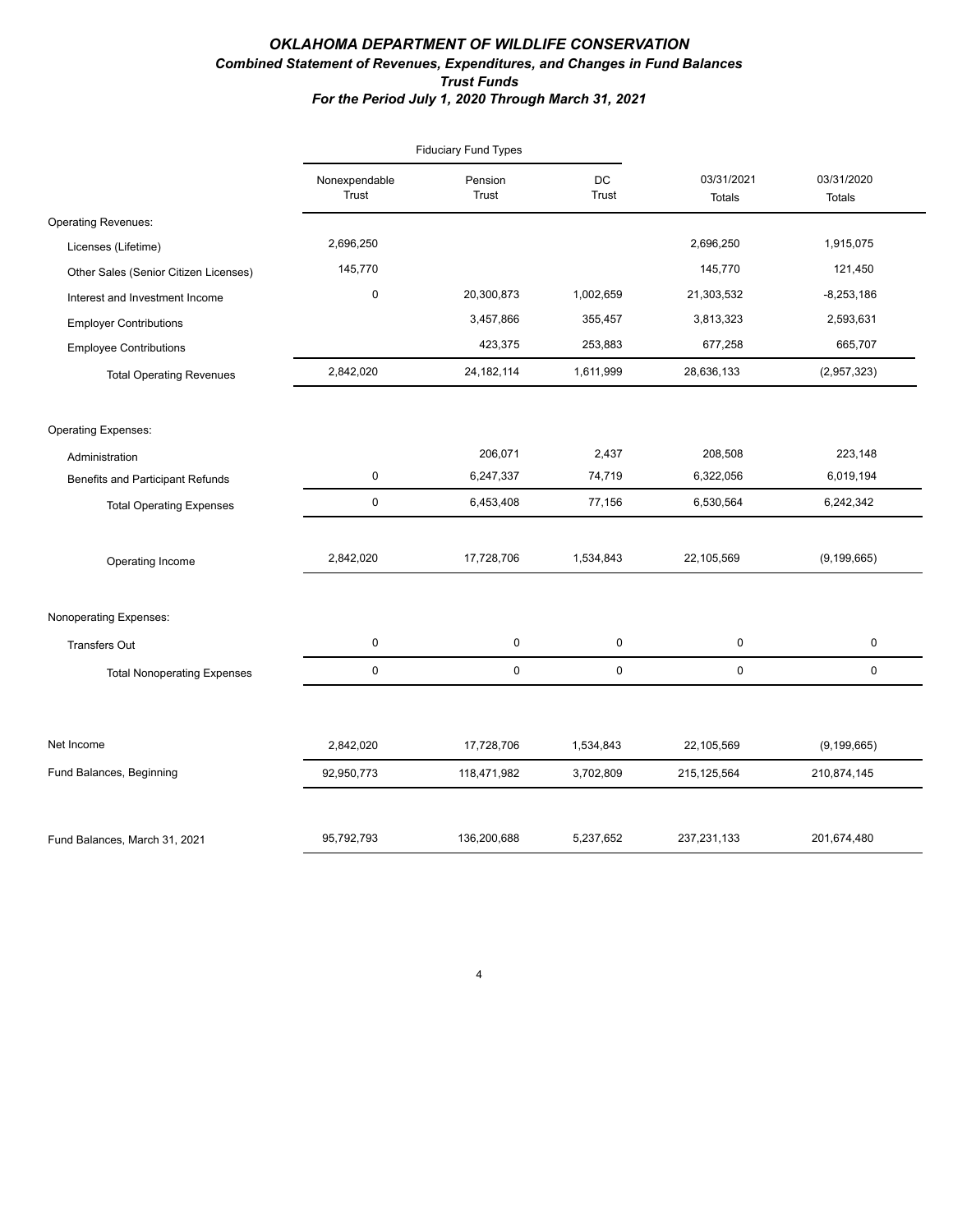***OKLAHOMA DEPARTMENT OF WILDLIFE CONSERVATION***

***Combined Statement of Revenues, Expenditures, and Changes in Fund Balances***

***Trust Funds***

***For the Period July 1, 2020 Through March 31, 2021***

| | Fiduciary Fund Types | | | | |
|---|---|---|---|---|---|
| | Nonexpendable Trust | Pension Trust | DC Trust | 03/31/2021 Totals | 03/31/2020 Totals |
| Operating Revenues: | | | | | |
| Licenses (Lifetime) | 2,696,250 | | | 2,696,250 | 1,915,075 |
| Other Sales (Senior Citizen Licenses) | 145,770 | | | 145,770 | 121,450 |
| Interest and Investment Income | 0 | 20,300,873 | 1,002,659 | 21,303,532 | -8,253,186 |
| Employer Contributions | | 3,457,866 | 355,457 | 3,813,323 | 2,593,631 |
| Employee Contributions | | 423,375 | 253,883 | 677,258 | 665,707 |
| Total Operating Revenues | 2,842,020 | 24,182,114 | 1,611,999 | 28,636,133 | (2,957,323) |
| Operating Expenses: | | | | | |
| Administration | | 206,071 | 2,437 | 208,508 | 223,148 |
| Benefits and Participant Refunds | 0 | 6,247,337 | 74,719 | 6,322,056 | 6,019,194 |
| Total Operating Expenses | 0 | 6,453,408 | 77,156 | 6,530,564 | 6,242,342 |
| Operating Income | 2,842,020 | 17,728,706 | 1,534,843 | 22,105,569 | (9,199,665) |
| Nonoperating Expenses: | | | | | |
| Transfers Out | 0 | 0 | 0 | 0 | 0 |
| Total Nonoperating Expenses | 0 | 0 | 0 | 0 | 0 |
| Net Income | 2,842,020 | 17,728,706 | 1,534,843 | 22,105,569 | (9,199,665) |
| Fund Balances, Beginning | 92,950,773 | 118,471,982 | 3,702,809 | 215,125,564 | 210,874,145 |
| Fund Balances, March 31, 2021 | 95,792,793 | 136,200,688 | 5,237,652 | 237,231,133 | 201,674,480 |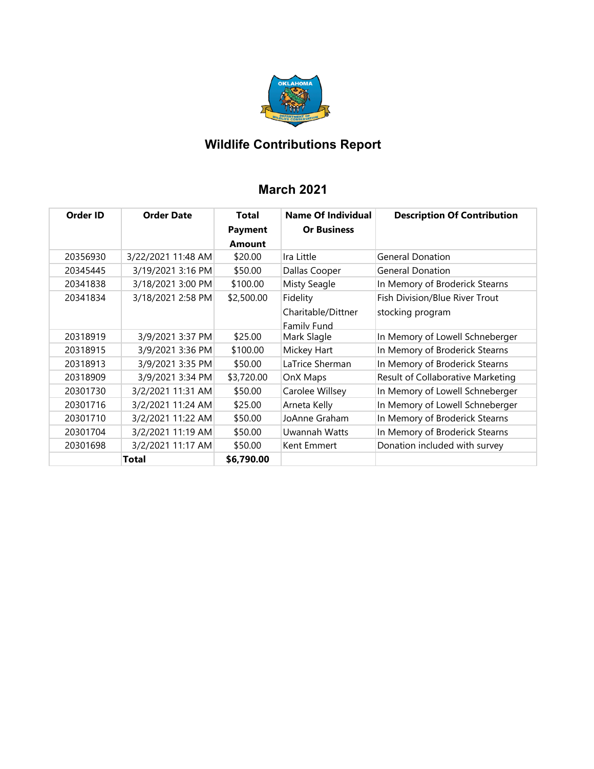# Wildlife Contributions Report

## March 2021

| Order ID | Order Date | Total Payment Amount | Name Of Individual Or Business | Description Of Contribution |
|---|---|---|---|---|
| 20356930 | 3/22/2021 11:48 AM | $20.00 | Ira Little | General Donation |
| 20345445 | 3/19/2021 3:16 PM | $50.00 | Dallas Cooper | General Donation |
| 20341838 | 3/18/2021 3:00 PM | $100.00 | Misty Seagle | In Memory of Broderick Stearns |
| 20341834 | 3/18/2021 2:58 PM | $2,500.00 | Fidelity Charitable/Dittner Family Fund | Fish Division/Blue River Trout stocking program |
| 20318919 | 3/9/2021 3:37 PM | $25.00 | Mark Slagle | In Memory of Lowell Schneberger |
| 20318915 | 3/9/2021 3:36 PM | $100.00 | Mickey Hart | In Memory of Broderick Stearns |
| 20318913 | 3/9/2021 3:35 PM | $50.00 | LaTrice Sherman | In Memory of Broderick Stearns |
| 20318909 | 3/9/2021 3:34 PM | $3,720.00 | OnX Maps | Result of Collaborative Marketing |
| 20301730 | 3/2/2021 11:31 AM | $50.00 | Carolee Willsey | In Memory of Lowell Schneberger |
| 20301716 | 3/2/2021 11:24 AM | $25.00 | Arneta Kelly | In Memory of Lowell Schneberger |
| 20301710 | 3/2/2021 11:22 AM | $50.00 | JoAnne Graham | In Memory of Broderick Stearns |
| 20301704 | 3/2/2021 11:19 AM | $50.00 | Uwannah Watts | In Memory of Broderick Stearns |
| 20301698 | 3/2/2021 11:17 AM | $50.00 | Kent Emmert | Donation included with survey |
| | **Total** | **$6,790.00** | | |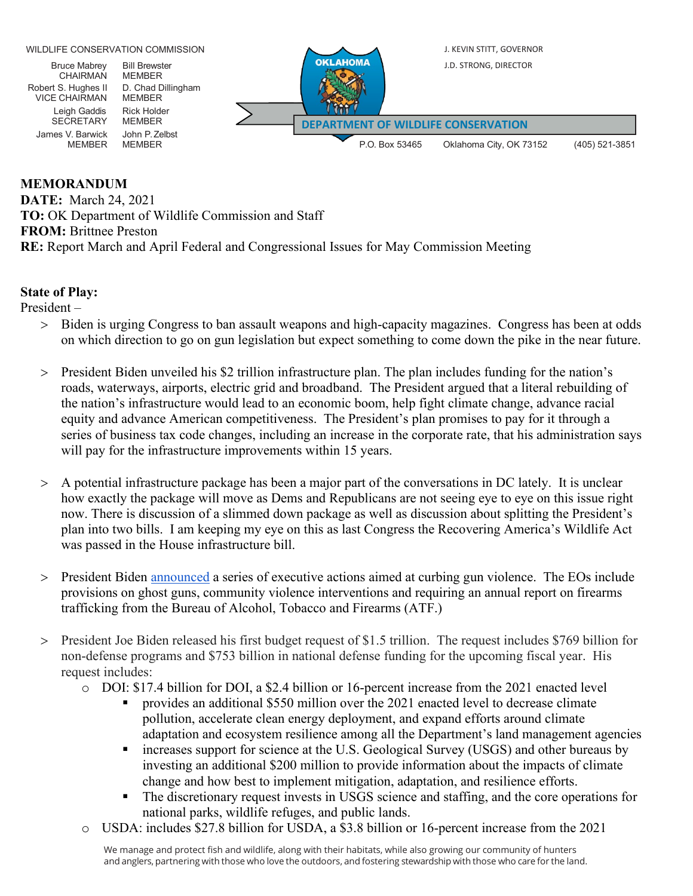WILDLIFE CONSERVATION COMMISSION

| | |
|---|---|
| Bruce Mabrey CHAIRMAN | Bill Brewster MEMBER |
| Robert S. Hughes II VICE CHAIRMAN | D. Chad Dillingham MEMBER |
| Leigh Gaddis SECRETARY | Rick Holder MEMBER |
| James V. Barwick MEMBER | John P. Zelbst MEMBER |

J. KEVIN STITT, GOVERNOR
J.D. STRONG, DIRECTOR

OKLAHOMA
DEPARTMENT OF WILDLIFE CONSERVATION
P.O. Box 53465 Oklahoma City, OK 73152 (405) 521-3851

**MEMORANDUM**
**DATE:** March 24, 2021
**TO:** OK Department of Wildlife Commission and Staff
**FROM:** Brittnee Preston
**RE:** Report March and April Federal and Congressional Issues for May Commission Meeting

**State of Play:**
President –

- Biden is urging Congress to ban assault weapons and high-capacity magazines. Congress has been at odds on which direction to go on gun legislation but expect something to come down the pike in the near future.
- President Biden unveiled his $2 trillion infrastructure plan. The plan includes funding for the nation's roads, waterways, airports, electric grid and broadband. The President argued that a literal rebuilding of the nation's infrastructure would lead to an economic boom, help fight climate change, advance racial equity and advance American competitiveness. The President's plan promises to pay for it through a series of business tax code changes, including an increase in the corporate rate, that his administration says will pay for the infrastructure improvements within 15 years.
- A potential infrastructure package has been a major part of the conversations in DC lately. It is unclear how exactly the package will move as Dems and Republicans are not seeing eye to eye on this issue right now. There is discussion of a slimmed down package as well as discussion about splitting the President's plan into two bills. I am keeping my eye on this as last Congress the Recovering America's Wildlife Act was passed in the House infrastructure bill.
- President Biden announced a series of executive actions aimed at curbing gun violence. The EOs include provisions on ghost guns, community violence interventions and requiring an annual report on firearms trafficking from the Bureau of Alcohol, Tobacco and Firearms (ATF.)
- President Joe Biden released his first budget request of $1.5 trillion. The request includes $769 billion for non-defense programs and $753 billion in national defense funding for the upcoming fiscal year. His request includes:
  - DOI: $17.4 billion for DOI, a $2.4 billion or 16-percent increase from the 2021 enacted level
    - provides an additional $550 million over the 2021 enacted level to decrease climate pollution, accelerate clean energy deployment, and expand efforts around climate adaptation and ecosystem resilience among all the Department's land management agencies
    - increases support for science at the U.S. Geological Survey (USGS) and other bureaus by investing an additional $200 million to provide information about the impacts of climate change and how best to implement mitigation, adaptation, and resilience efforts.
    - The discretionary request invests in USGS science and staffing, and the core operations for national parks, wildlife refuges, and public lands.
  - USDA: includes $27.8 billion for USDA, a $3.8 billion or 16-percent increase from the 2021

We manage and protect fish and wildlife, along with their habitats, while also growing our community of hunters and anglers, partnering with those who love the outdoors, and fostering stewardship with those who care for the land.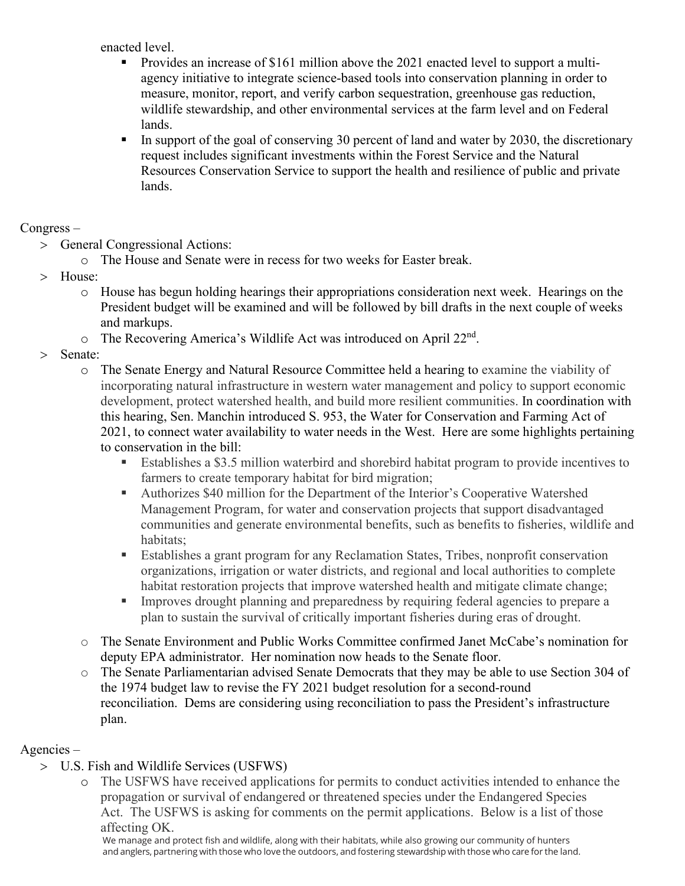enacted level.

  - Provides an increase of $161 million above the 2021 enacted level to support a multi-agency initiative to integrate science-based tools into conservation planning in order to measure, monitor, report, and verify carbon sequestration, greenhouse gas reduction, wildlife stewardship, and other environmental services at the farm level and on Federal lands.
  - In support of the goal of conserving 30 percent of land and water by 2030, the discretionary request includes significant investments within the Forest Service and the Natural Resources Conservation Service to support the health and resilience of public and private lands.

Congress –

- General Congressional Actions:
  - The House and Senate were in recess for two weeks for Easter break.
- House:
  - House has begun holding hearings their appropriations consideration next week. Hearings on the President budget will be examined and will be followed by bill drafts in the next couple of weeks and markups.
  - The Recovering America's Wildlife Act was introduced on April 22nd.
- Senate:
  - The Senate Energy and Natural Resource Committee held a hearing to examine the viability of incorporating natural infrastructure in western water management and policy to support economic development, protect watershed health, and build more resilient communities. In coordination with this hearing, Sen. Manchin introduced S. 953, the Water for Conservation and Farming Act of 2021, to connect water availability to water needs in the West. Here are some highlights pertaining to conservation in the bill:
    - Establishes a $3.5 million waterbird and shorebird habitat program to provide incentives to farmers to create temporary habitat for bird migration;
    - Authorizes $40 million for the Department of the Interior's Cooperative Watershed Management Program, for water and conservation projects that support disadvantaged communities and generate environmental benefits, such as benefits to fisheries, wildlife and habitats;
    - Establishes a grant program for any Reclamation States, Tribes, nonprofit conservation organizations, irrigation or water districts, and regional and local authorities to complete habitat restoration projects that improve watershed health and mitigate climate change;
    - Improves drought planning and preparedness by requiring federal agencies to prepare a plan to sustain the survival of critically important fisheries during eras of drought.
  - The Senate Environment and Public Works Committee confirmed Janet McCabe's nomination for deputy EPA administrator. Her nomination now heads to the Senate floor.
  - The Senate Parliamentarian advised Senate Democrats that they may be able to use Section 304 of the 1974 budget law to revise the FY 2021 budget resolution for a second-round reconciliation. Dems are considering using reconciliation to pass the President's infrastructure plan.

Agencies –

- U.S. Fish and Wildlife Services (USFWS)
  - The USFWS have received applications for permits to conduct activities intended to enhance the propagation or survival of endangered or threatened species under the Endangered Species Act. The USFWS is asking for comments on the permit applications. Below is a list of those affecting OK.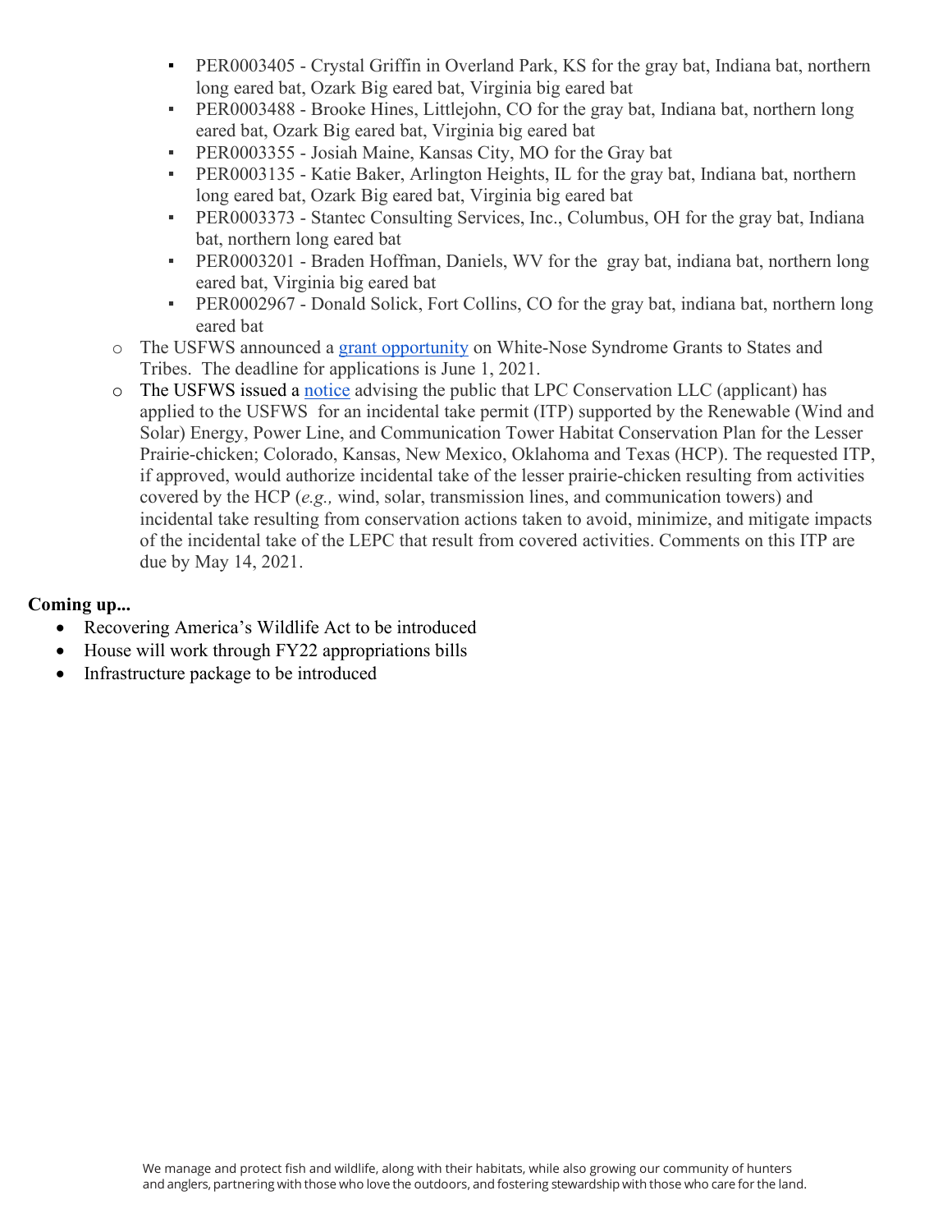- PER0003405 - Crystal Griffin in Overland Park, KS for the gray bat, Indiana bat, northern long eared bat, Ozark Big eared bat, Virginia big eared bat
    - PER0003488 - Brooke Hines, Littlejohn, CO for the gray bat, Indiana bat, northern long eared bat, Ozark Big eared bat, Virginia big eared bat
    - PER0003355 - Josiah Maine, Kansas City, MO for the Gray bat
    - PER0003135 - Katie Baker, Arlington Heights, IL for the gray bat, Indiana bat, northern long eared bat, Ozark Big eared bat, Virginia big eared bat
    - PER0003373 - Stantec Consulting Services, Inc., Columbus, OH for the gray bat, Indiana bat, northern long eared bat
    - PER0003201 - Braden Hoffman, Daniels, WV for the gray bat, indiana bat, northern long eared bat, Virginia big eared bat
    - PER0002967 - Donald Solick, Fort Collins, CO for the gray bat, indiana bat, northern long eared bat
  - The USFWS announced a grant opportunity on White-Nose Syndrome Grants to States and Tribes. The deadline for applications is June 1, 2021.
  - The USFWS issued a notice advising the public that LPC Conservation LLC (applicant) has applied to the USFWS for an incidental take permit (ITP) supported by the Renewable (Wind and Solar) Energy, Power Line, and Communication Tower Habitat Conservation Plan for the Lesser Prairie-chicken; Colorado, Kansas, New Mexico, Oklahoma and Texas (HCP). The requested ITP, if approved, would authorize incidental take of the lesser prairie-chicken resulting from activities covered by the HCP (*e.g.,* wind, solar, transmission lines, and communication towers) and incidental take resulting from conservation actions taken to avoid, minimize, and mitigate impacts of the incidental take of the LEPC that result from covered activities. Comments on this ITP are due by May 14, 2021.

**Coming up...**

- Recovering America's Wildlife Act to be introduced
- House will work through FY22 appropriations bills
- Infrastructure package to be introduced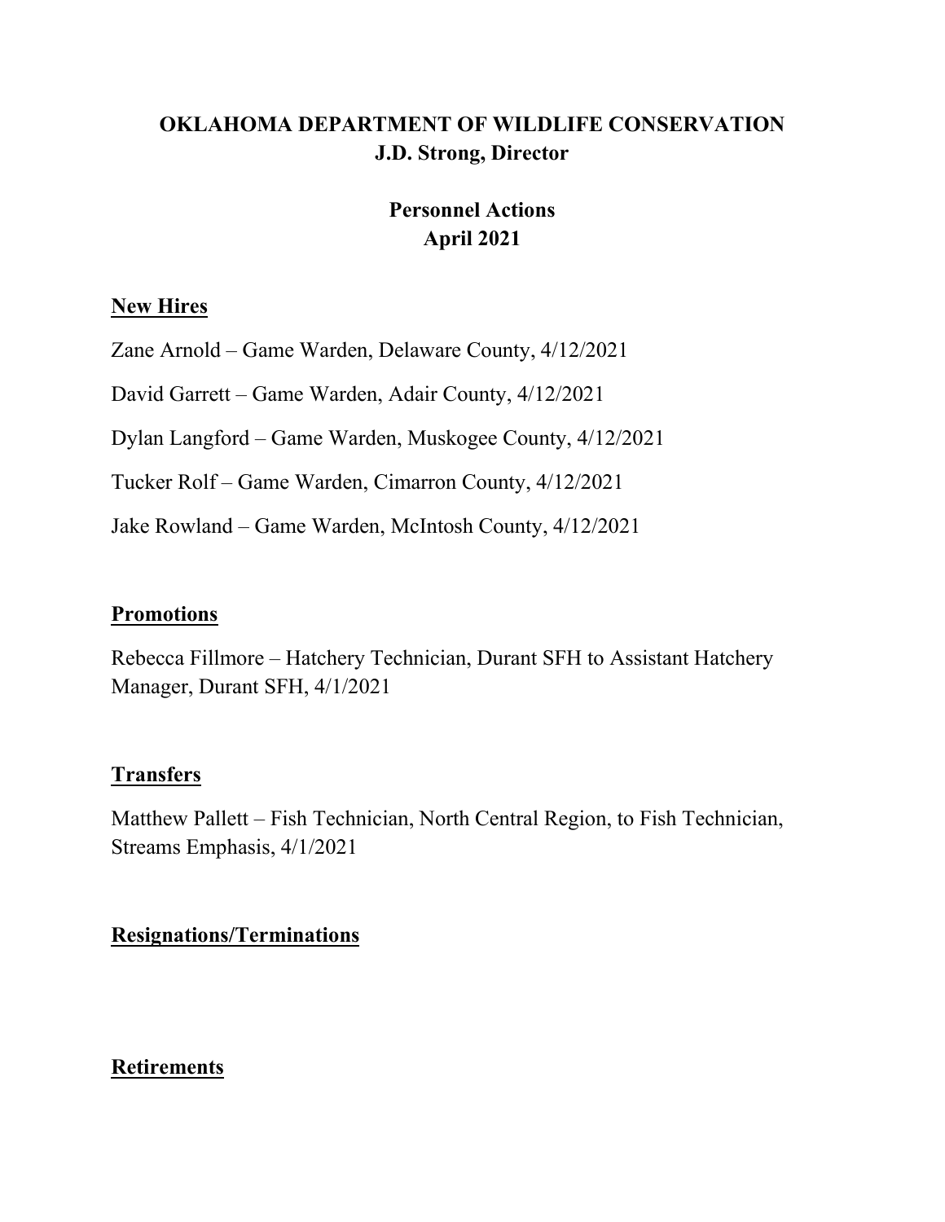# OKLAHOMA DEPARTMENT OF WILDLIFE CONSERVATION
## J.D. Strong, Director

## Personnel Actions
## April 2021

### New Hires

Zane Arnold – Game Warden, Delaware County, 4/12/2021

David Garrett – Game Warden, Adair County, 4/12/2021

Dylan Langford – Game Warden, Muskogee County, 4/12/2021

Tucker Rolf – Game Warden, Cimarron County, 4/12/2021

Jake Rowland – Game Warden, McIntosh County, 4/12/2021

### Promotions

Rebecca Fillmore – Hatchery Technician, Durant SFH to Assistant Hatchery Manager, Durant SFH, 4/1/2021

### Transfers

Matthew Pallett – Fish Technician, North Central Region, to Fish Technician, Streams Emphasis, 4/1/2021

### Resignations/Terminations

### Retirements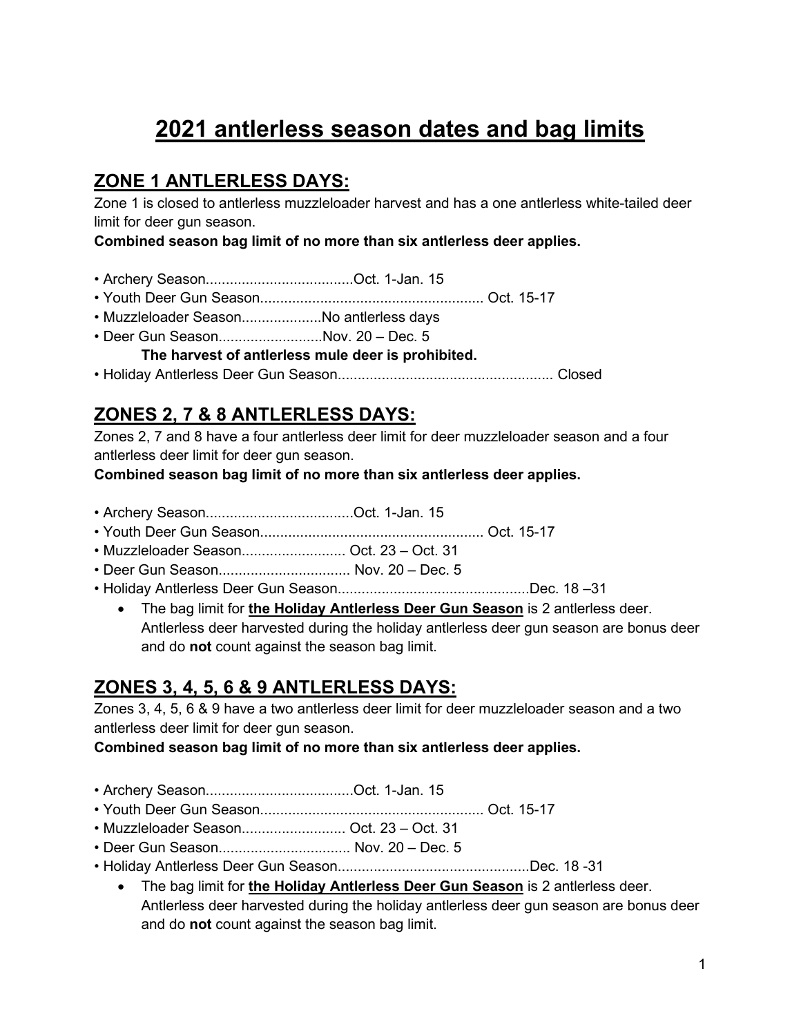# 2021 antlerless season dates and bag limits

## ZONE 1 ANTLERLESS DAYS:

Zone 1 is closed to antlerless muzzleloader harvest and has a one antlerless white-tailed deer limit for deer gun season.

**Combined season bag limit of no more than six antlerless deer applies.**

- Archery Season.....................................Oct. 1-Jan. 15
- Youth Deer Gun Season........................................................ Oct. 15-17
- Muzzleloader Season....................No antlerless days
- Deer Gun Season..........................Nov. 20 – Dec. 5

  **The harvest of antlerless mule deer is prohibited.**
- Holiday Antlerless Deer Gun Season..................................................... Closed

## ZONES 2, 7 & 8 ANTLERLESS DAYS:

Zones 2, 7 and 8 have a four antlerless deer limit for deer muzzleloader season and a four antlerless deer limit for deer gun season.

**Combined season bag limit of no more than six antlerless deer applies.**

- Archery Season.....................................Oct. 1-Jan. 15
- Youth Deer Gun Season........................................................ Oct. 15-17
- Muzzleloader Season.......................... Oct. 23 – Oct. 31
- Deer Gun Season................................. Nov. 20 – Dec. 5
- Holiday Antlerless Deer Gun Season................................................Dec. 18 –31
  - The bag limit for **the Holiday Antlerless Deer Gun Season** is 2 antlerless deer. Antlerless deer harvested during the holiday antlerless deer gun season are bonus deer and do **not** count against the season bag limit.

## ZONES 3, 4, 5, 6 & 9 ANTLERLESS DAYS:

Zones 3, 4, 5, 6 & 9 have a two antlerless deer limit for deer muzzleloader season and a two antlerless deer limit for deer gun season.

**Combined season bag limit of no more than six antlerless deer applies.**

- Archery Season.....................................Oct. 1-Jan. 15
- Youth Deer Gun Season........................................................ Oct. 15-17
- Muzzleloader Season.......................... Oct. 23 – Oct. 31
- Deer Gun Season................................. Nov. 20 – Dec. 5
- Holiday Antlerless Deer Gun Season................................................Dec. 18 -31
  - The bag limit for **the Holiday Antlerless Deer Gun Season** is 2 antlerless deer. Antlerless deer harvested during the holiday antlerless deer gun season are bonus deer and do **not** count against the season bag limit.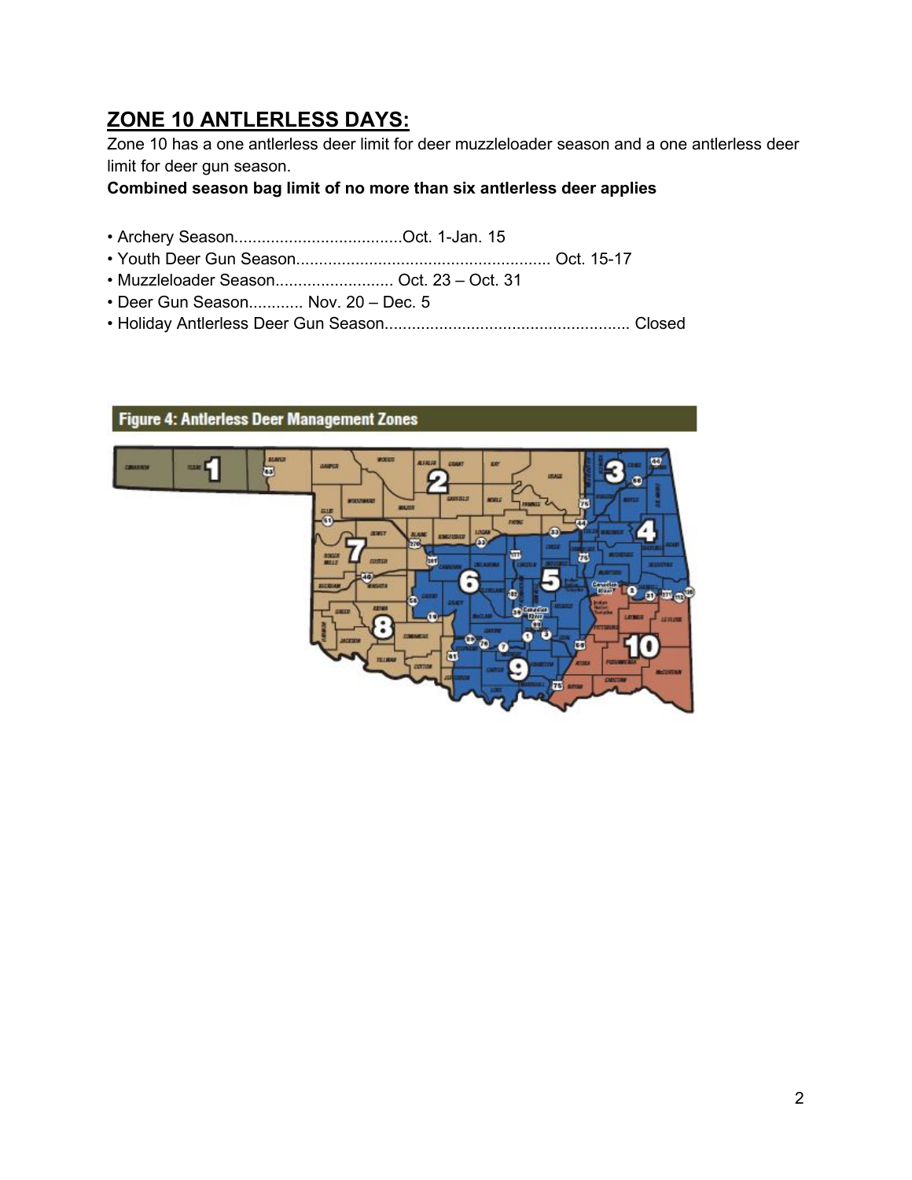## ZONE 10 ANTLERLESS DAYS:

Zone 10 has a one antlerless deer limit for deer muzzleloader season and a one antlerless deer limit for deer gun season.

**Combined season bag limit of no more than six antlerless deer applies**

- Archery Season....................................Oct. 1-Jan. 15
- Youth Deer Gun Season....................................................... Oct. 15-17
- Muzzleloader Season.......................... Oct. 23 – Oct. 31
- Deer Gun Season............ Nov. 20 – Dec. 5
- Holiday Antlerless Deer Gun Season..................................................... Closed

Figure 4: Antlerless Deer Management Zones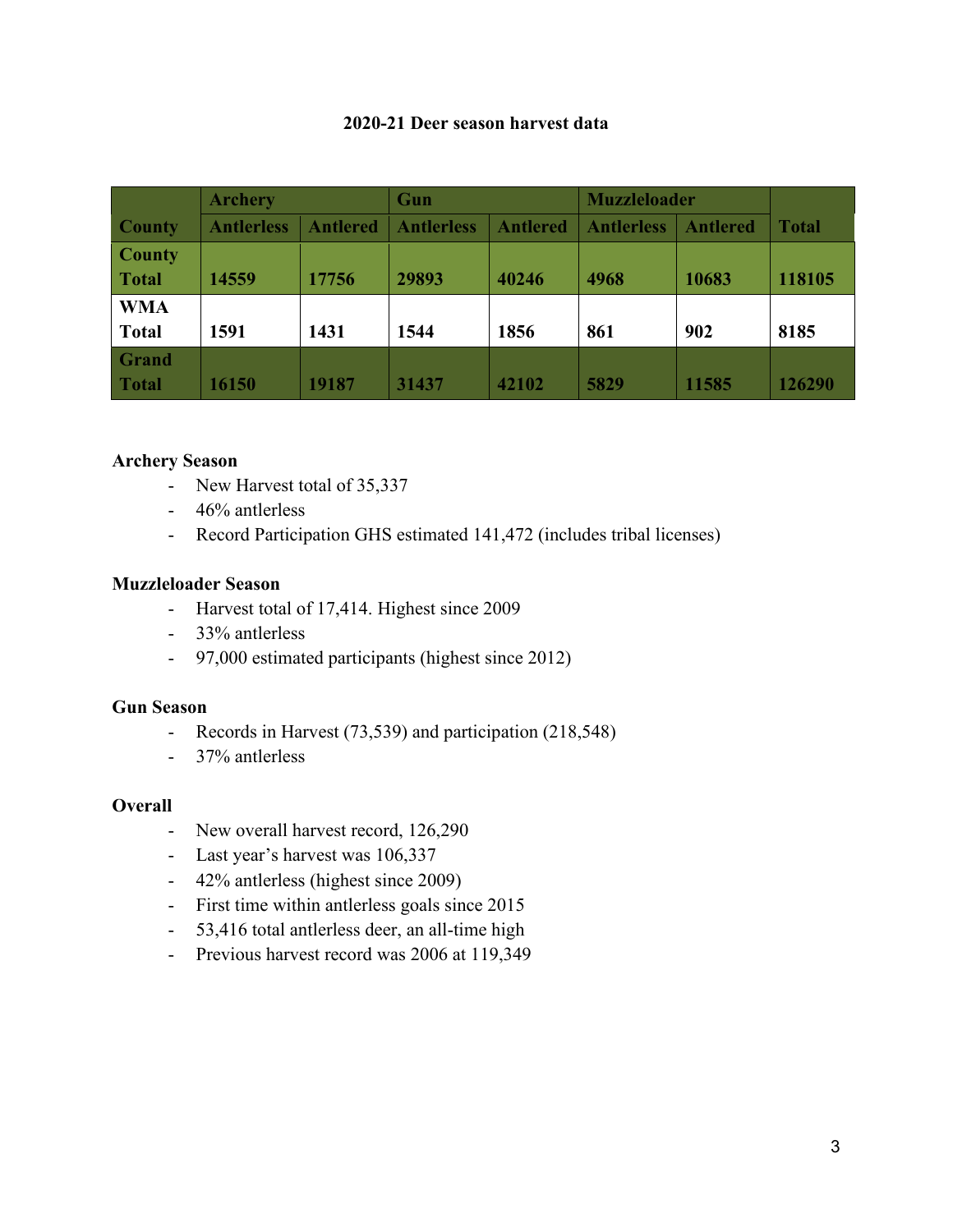**2020-21 Deer season harvest data**

| | Archery | | Gun | | Muzzleloader | | |
|---|---|---|---|---|---|---|---|
| County | Antlerless | Antlered | Antlerless | Antlered | Antlerless | Antlered | Total |
| County Total | 14559 | 17756 | 29893 | 40246 | 4968 | 10683 | 118105 |
| WMA Total | 1591 | 1431 | 1544 | 1856 | 861 | 902 | 8185 |
| Grand Total | 16150 | 19187 | 31437 | 42102 | 5829 | 11585 | 126290 |

**Archery Season**

- New Harvest total of 35,337
- 46% antlerless
- Record Participation GHS estimated 141,472 (includes tribal licenses)

**Muzzleloader Season**

- Harvest total of 17,414. Highest since 2009
- 33% antlerless
- 97,000 estimated participants (highest since 2012)

**Gun Season**

- Records in Harvest (73,539) and participation (218,548)
- 37% antlerless

**Overall**

- New overall harvest record, 126,290
- Last year's harvest was 106,337
- 42% antlerless (highest since 2009)
- First time within antlerless goals since 2015
- 53,416 total antlerless deer, an all-time high
- Previous harvest record was 2006 at 119,349